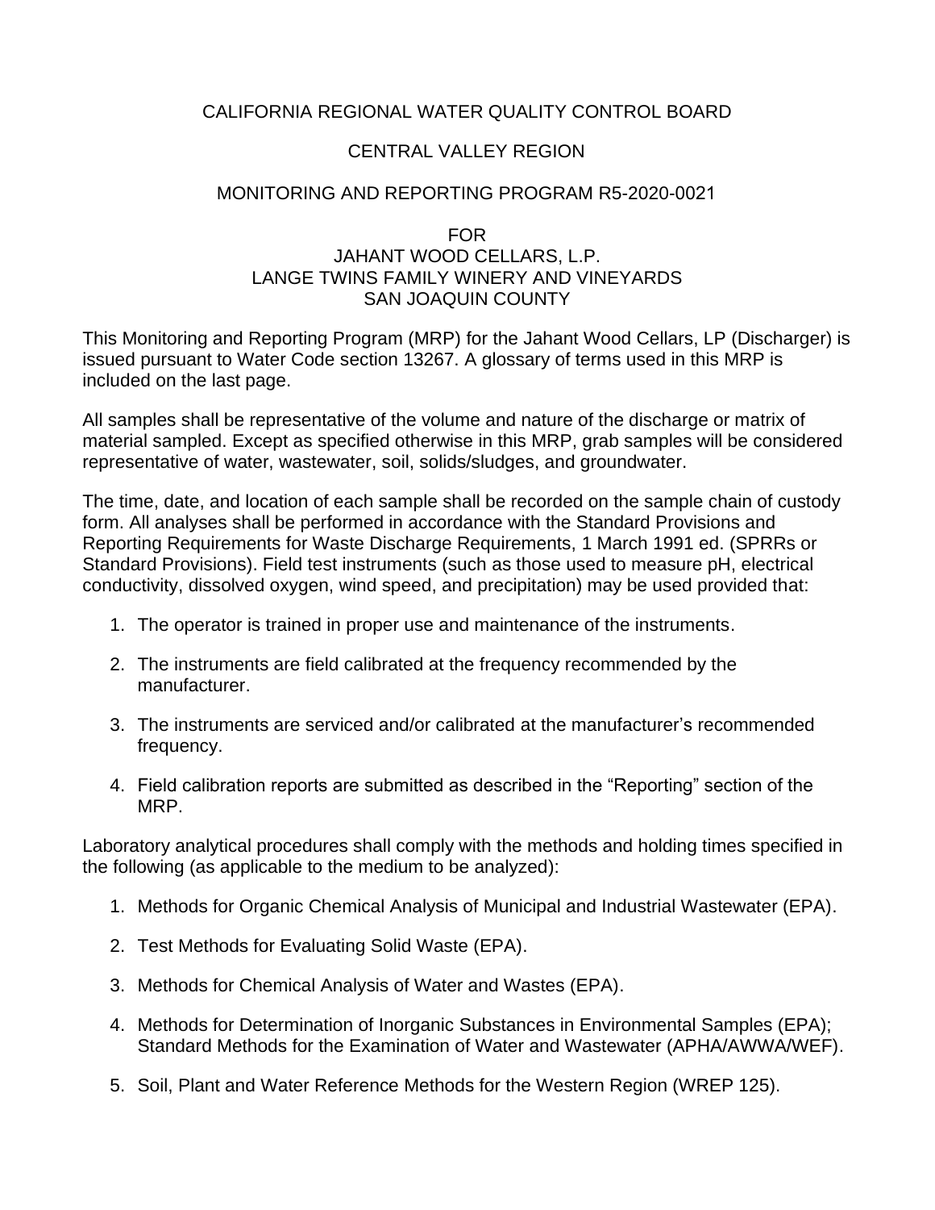# CALIFORNIA REGIONAL WATER QUALITY CONTROL BOARD

## CENTRAL VALLEY REGION

## MONITORING AND REPORTING PROGRAM R5-2020-0021

FOR
JAHANT WOOD CELLARS, L.P.
LANGE TWINS FAMILY WINERY AND VINEYARDS
SAN JOAQUIN COUNTY

This Monitoring and Reporting Program (MRP) for the Jahant Wood Cellars, LP (Discharger) is issued pursuant to Water Code section 13267. A glossary of terms used in this MRP is included on the last page.

All samples shall be representative of the volume and nature of the discharge or matrix of material sampled. Except as specified otherwise in this MRP, grab samples will be considered representative of water, wastewater, soil, solids/sludges, and groundwater.

The time, date, and location of each sample shall be recorded on the sample chain of custody form. All analyses shall be performed in accordance with the Standard Provisions and Reporting Requirements for Waste Discharge Requirements, 1 March 1991 ed. (SPRRs or Standard Provisions). Field test instruments (such as those used to measure pH, electrical conductivity, dissolved oxygen, wind speed, and precipitation) may be used provided that:

1. The operator is trained in proper use and maintenance of the instruments.
2. The instruments are field calibrated at the frequency recommended by the manufacturer.
3. The instruments are serviced and/or calibrated at the manufacturer's recommended frequency.
4. Field calibration reports are submitted as described in the "Reporting" section of the MRP.

Laboratory analytical procedures shall comply with the methods and holding times specified in the following (as applicable to the medium to be analyzed):

1. Methods for Organic Chemical Analysis of Municipal and Industrial Wastewater (EPA).
2. Test Methods for Evaluating Solid Waste (EPA).
3. Methods for Chemical Analysis of Water and Wastes (EPA).
4. Methods for Determination of Inorganic Substances in Environmental Samples (EPA); Standard Methods for the Examination of Water and Wastewater (APHA/AWWA/WEF).
5. Soil, Plant and Water Reference Methods for the Western Region (WREP 125).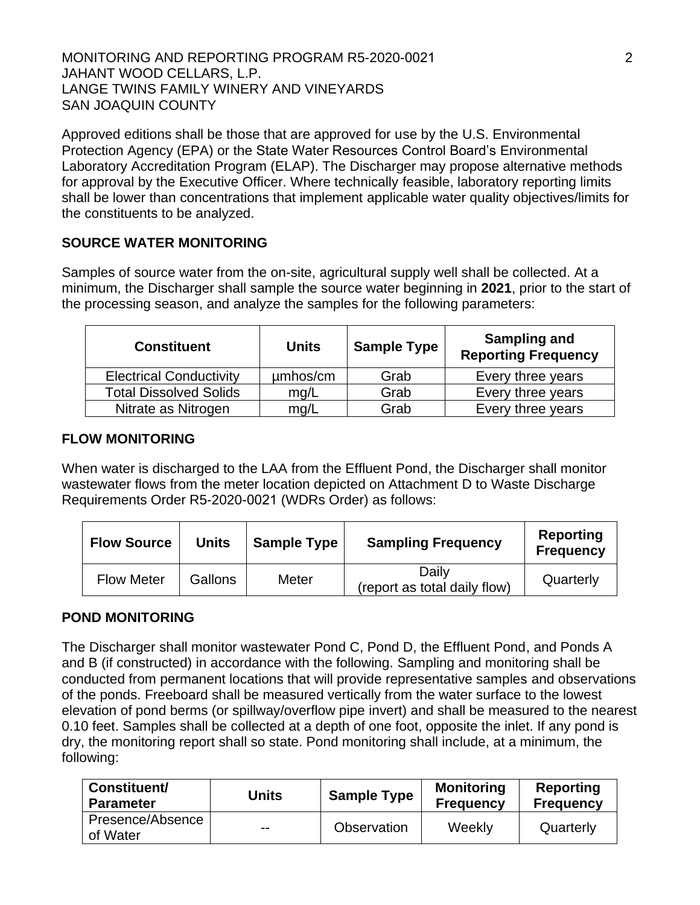Approved editions shall be those that are approved for use by the U.S. Environmental Protection Agency (EPA) or the State Water Resources Control Board's Environmental Laboratory Accreditation Program (ELAP). The Discharger may propose alternative methods for approval by the Executive Officer. Where technically feasible, laboratory reporting limits shall be lower than concentrations that implement applicable water quality objectives/limits for the constituents to be analyzed.

## SOURCE WATER MONITORING

Samples of source water from the on-site, agricultural supply well shall be collected. At a minimum, the Discharger shall sample the source water beginning in **2021**, prior to the start of the processing season, and analyze the samples for the following parameters:

| Constituent | Units | Sample Type | Sampling and Reporting Frequency |
|---|---|---|---|
| Electrical Conductivity | µmhos/cm | Grab | Every three years |
| Total Dissolved Solids | mg/L | Grab | Every three years |
| Nitrate as Nitrogen | mg/L | Grab | Every three years |

## FLOW MONITORING

When water is discharged to the LAA from the Effluent Pond, the Discharger shall monitor wastewater flows from the meter location depicted on Attachment D to Waste Discharge Requirements Order R5-2020-0021 (WDRs Order) as follows:

| Flow Source | Units | Sample Type | Sampling Frequency | Reporting Frequency |
|---|---|---|---|---|
| Flow Meter | Gallons | Meter | Daily (report as total daily flow) | Quarterly |

## POND MONITORING

The Discharger shall monitor wastewater Pond C, Pond D, the Effluent Pond, and Ponds A and B (if constructed) in accordance with the following. Sampling and monitoring shall be conducted from permanent locations that will provide representative samples and observations of the ponds. Freeboard shall be measured vertically from the water surface to the lowest elevation of pond berms (or spillway/overflow pipe invert) and shall be measured to the nearest 0.10 feet. Samples shall be collected at a depth of one foot, opposite the inlet. If any pond is dry, the monitoring report shall so state. Pond monitoring shall include, at a minimum, the following:

| Constituent/ Parameter | Units | Sample Type | Monitoring Frequency | Reporting Frequency |
|---|---|---|---|---|
| Presence/Absence of Water | -- | Observation | Weekly | Quarterly |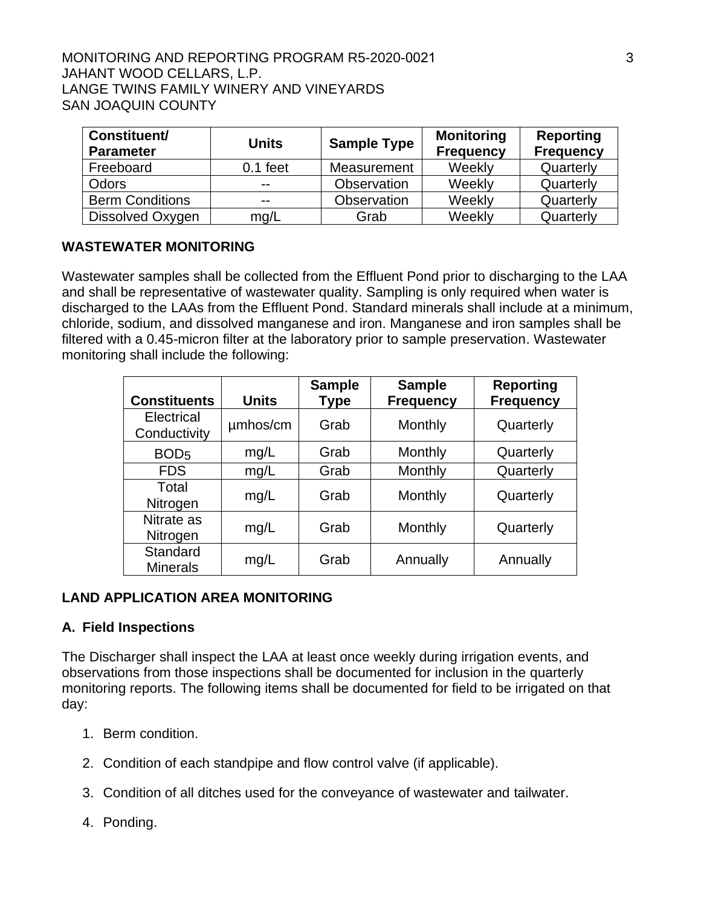| Constituent/ Parameter | Units | Sample Type | Monitoring Frequency | Reporting Frequency |
|---|---|---|---|---|
| Freeboard | 0.1 feet | Measurement | Weekly | Quarterly |
| Odors | -- | Observation | Weekly | Quarterly |
| Berm Conditions | -- | Observation | Weekly | Quarterly |
| Dissolved Oxygen | mg/L | Grab | Weekly | Quarterly |

## WASTEWATER MONITORING

Wastewater samples shall be collected from the Effluent Pond prior to discharging to the LAA and shall be representative of wastewater quality. Sampling is only required when water is discharged to the LAAs from the Effluent Pond. Standard minerals shall include at a minimum, chloride, sodium, and dissolved manganese and iron. Manganese and iron samples shall be filtered with a 0.45-micron filter at the laboratory prior to sample preservation. Wastewater monitoring shall include the following:

| Constituents | Units | Sample Type | Sample Frequency | Reporting Frequency |
|---|---|---|---|---|
| Electrical Conductivity | µmhos/cm | Grab | Monthly | Quarterly |
| $BOD_5$ | mg/L | Grab | Monthly | Quarterly |
| FDS | mg/L | Grab | Monthly | Quarterly |
| Total Nitrogen | mg/L | Grab | Monthly | Quarterly |
| Nitrate as Nitrogen | mg/L | Grab | Monthly | Quarterly |
| Standard Minerals | mg/L | Grab | Annually | Annually |

## LAND APPLICATION AREA MONITORING

### A. Field Inspections

The Discharger shall inspect the LAA at least once weekly during irrigation events, and observations from those inspections shall be documented for inclusion in the quarterly monitoring reports. The following items shall be documented for field to be irrigated on that day:

1. Berm condition.
2. Condition of each standpipe and flow control valve (if applicable).
3. Condition of all ditches used for the conveyance of wastewater and tailwater.
4. Ponding.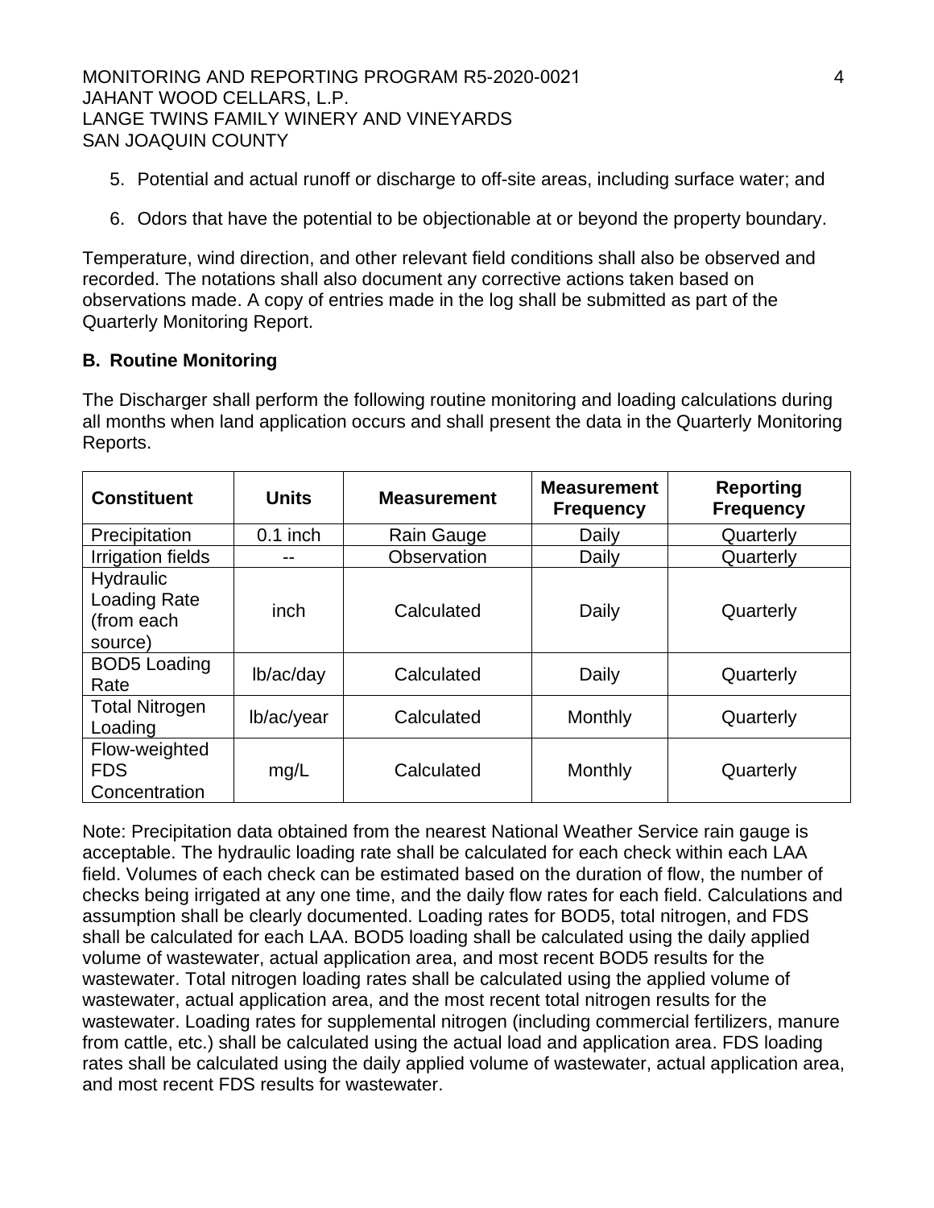5. Potential and actual runoff or discharge to off-site areas, including surface water; and

6. Odors that have the potential to be objectionable at or beyond the property boundary.

Temperature, wind direction, and other relevant field conditions shall also be observed and recorded. The notations shall also document any corrective actions taken based on observations made. A copy of entries made in the log shall be submitted as part of the Quarterly Monitoring Report.

**B. Routine Monitoring**

The Discharger shall perform the following routine monitoring and loading calculations during all months when land application occurs and shall present the data in the Quarterly Monitoring Reports.

| Constituent | Units | Measurement | Measurement Frequency | Reporting Frequency |
|---|---|---|---|---|
| Precipitation | 0.1 inch | Rain Gauge | Daily | Quarterly |
| Irrigation fields | -- | Observation | Daily | Quarterly |
| Hydraulic Loading Rate (from each source) | inch | Calculated | Daily | Quarterly |
| BOD5 Loading Rate | lb/ac/day | Calculated | Daily | Quarterly |
| Total Nitrogen Loading | lb/ac/year | Calculated | Monthly | Quarterly |
| Flow-weighted FDS Concentration | mg/L | Calculated | Monthly | Quarterly |

Note: Precipitation data obtained from the nearest National Weather Service rain gauge is acceptable. The hydraulic loading rate shall be calculated for each check within each LAA field. Volumes of each check can be estimated based on the duration of flow, the number of checks being irrigated at any one time, and the daily flow rates for each field. Calculations and assumption shall be clearly documented. Loading rates for BOD5, total nitrogen, and FDS shall be calculated for each LAA. BOD5 loading shall be calculated using the daily applied volume of wastewater, actual application area, and most recent BOD5 results for the wastewater. Total nitrogen loading rates shall be calculated using the applied volume of wastewater, actual application area, and the most recent total nitrogen results for the wastewater. Loading rates for supplemental nitrogen (including commercial fertilizers, manure from cattle, etc.) shall be calculated using the actual load and application area. FDS loading rates shall be calculated using the daily applied volume of wastewater, actual application area, and most recent FDS results for wastewater.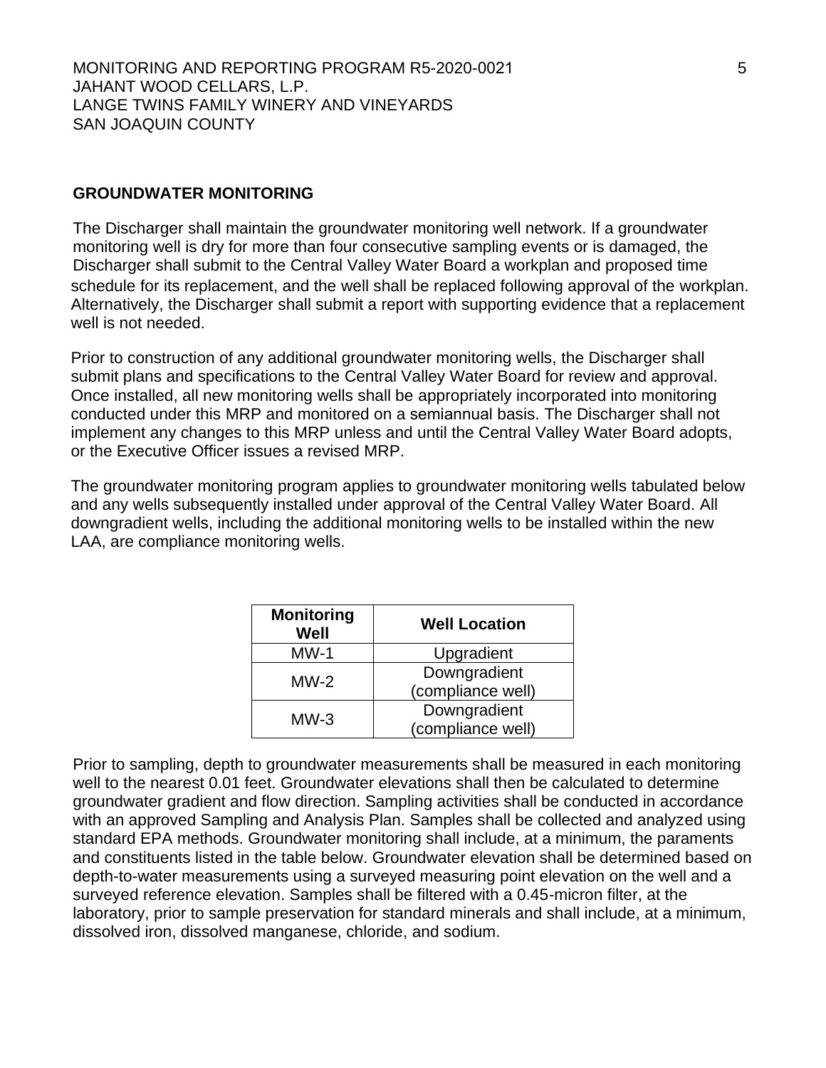## GROUNDWATER MONITORING

The Discharger shall maintain the groundwater monitoring well network. If a groundwater monitoring well is dry for more than four consecutive sampling events or is damaged, the Discharger shall submit to the Central Valley Water Board a workplan and proposed time schedule for its replacement, and the well shall be replaced following approval of the workplan. Alternatively, the Discharger shall submit a report with supporting evidence that a replacement well is not needed.

Prior to construction of any additional groundwater monitoring wells, the Discharger shall submit plans and specifications to the Central Valley Water Board for review and approval. Once installed, all new monitoring wells shall be appropriately incorporated into monitoring conducted under this MRP and monitored on a semiannual basis. The Discharger shall not implement any changes to this MRP unless and until the Central Valley Water Board adopts, or the Executive Officer issues a revised MRP.

The groundwater monitoring program applies to groundwater monitoring wells tabulated below and any wells subsequently installed under approval of the Central Valley Water Board. All downgradient wells, including the additional monitoring wells to be installed within the new LAA, are compliance monitoring wells.

| Monitoring Well | Well Location |
|---|---|
| MW-1 | Upgradient |
| MW-2 | Downgradient (compliance well) |
| MW-3 | Downgradient (compliance well) |

Prior to sampling, depth to groundwater measurements shall be measured in each monitoring well to the nearest 0.01 feet. Groundwater elevations shall then be calculated to determine groundwater gradient and flow direction. Sampling activities shall be conducted in accordance with an approved Sampling and Analysis Plan. Samples shall be collected and analyzed using standard EPA methods. Groundwater monitoring shall include, at a minimum, the paraments and constituents listed in the table below. Groundwater elevation shall be determined based on depth-to-water measurements using a surveyed measuring point elevation on the well and a surveyed reference elevation. Samples shall be filtered with a 0.45-micron filter, at the laboratory, prior to sample preservation for standard minerals and shall include, at a minimum, dissolved iron, dissolved manganese, chloride, and sodium.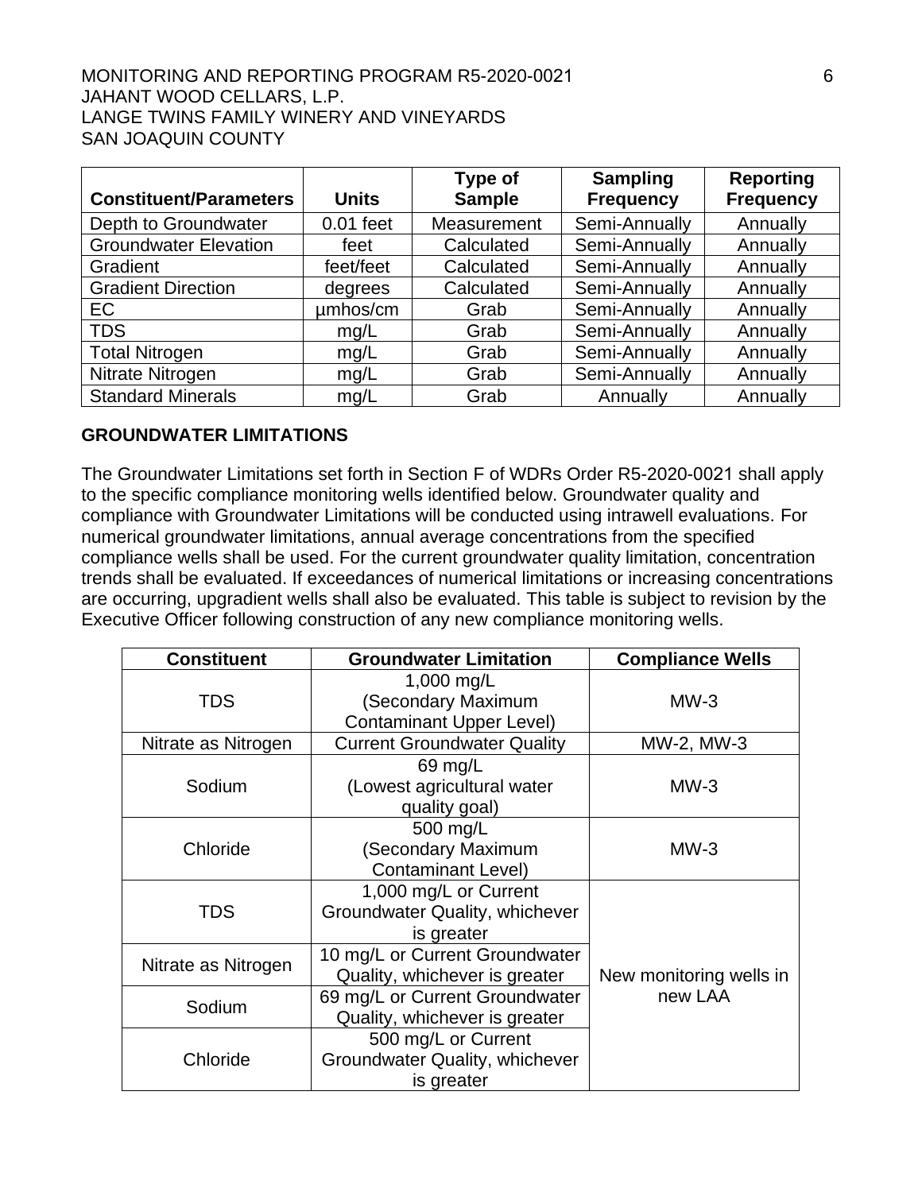| Constituent/Parameters | Units | Type of Sample | Sampling Frequency | Reporting Frequency |
|---|---|---|---|---|
| Depth to Groundwater | 0.01 feet | Measurement | Semi-Annually | Annually |
| Groundwater Elevation | feet | Calculated | Semi-Annually | Annually |
| Gradient | feet/feet | Calculated | Semi-Annually | Annually |
| Gradient Direction | degrees | Calculated | Semi-Annually | Annually |
| EC | µmhos/cm | Grab | Semi-Annually | Annually |
| TDS | mg/L | Grab | Semi-Annually | Annually |
| Total Nitrogen | mg/L | Grab | Semi-Annually | Annually |
| Nitrate Nitrogen | mg/L | Grab | Semi-Annually | Annually |
| Standard Minerals | mg/L | Grab | Annually | Annually |

**GROUNDWATER LIMITATIONS**

The Groundwater Limitations set forth in Section F of WDRs Order R5-2020-0021 shall apply to the specific compliance monitoring wells identified below. Groundwater quality and compliance with Groundwater Limitations will be conducted using intrawell evaluations. For numerical groundwater limitations, annual average concentrations from the specified compliance wells shall be used. For the current groundwater quality limitation, concentration trends shall be evaluated. If exceedances of numerical limitations or increasing concentrations are occurring, upgradient wells shall also be evaluated. This table is subject to revision by the Executive Officer following construction of any new compliance monitoring wells.

| Constituent | Groundwater Limitation | Compliance Wells |
|---|---|---|
| TDS | 1,000 mg/L (Secondary Maximum Contaminant Upper Level) | MW-3 |
| Nitrate as Nitrogen | Current Groundwater Quality | MW-2, MW-3 |
| Sodium | 69 mg/L (Lowest agricultural water quality goal) | MW-3 |
| Chloride | 500 mg/L (Secondary Maximum Contaminant Level) | MW-3 |
| TDS | 1,000 mg/L or Current Groundwater Quality, whichever is greater | New monitoring wells in new LAA |
| Nitrate as Nitrogen | 10 mg/L or Current Groundwater Quality, whichever is greater | |
| Sodium | 69 mg/L or Current Groundwater Quality, whichever is greater | |
| Chloride | 500 mg/L or Current Groundwater Quality, whichever is greater | |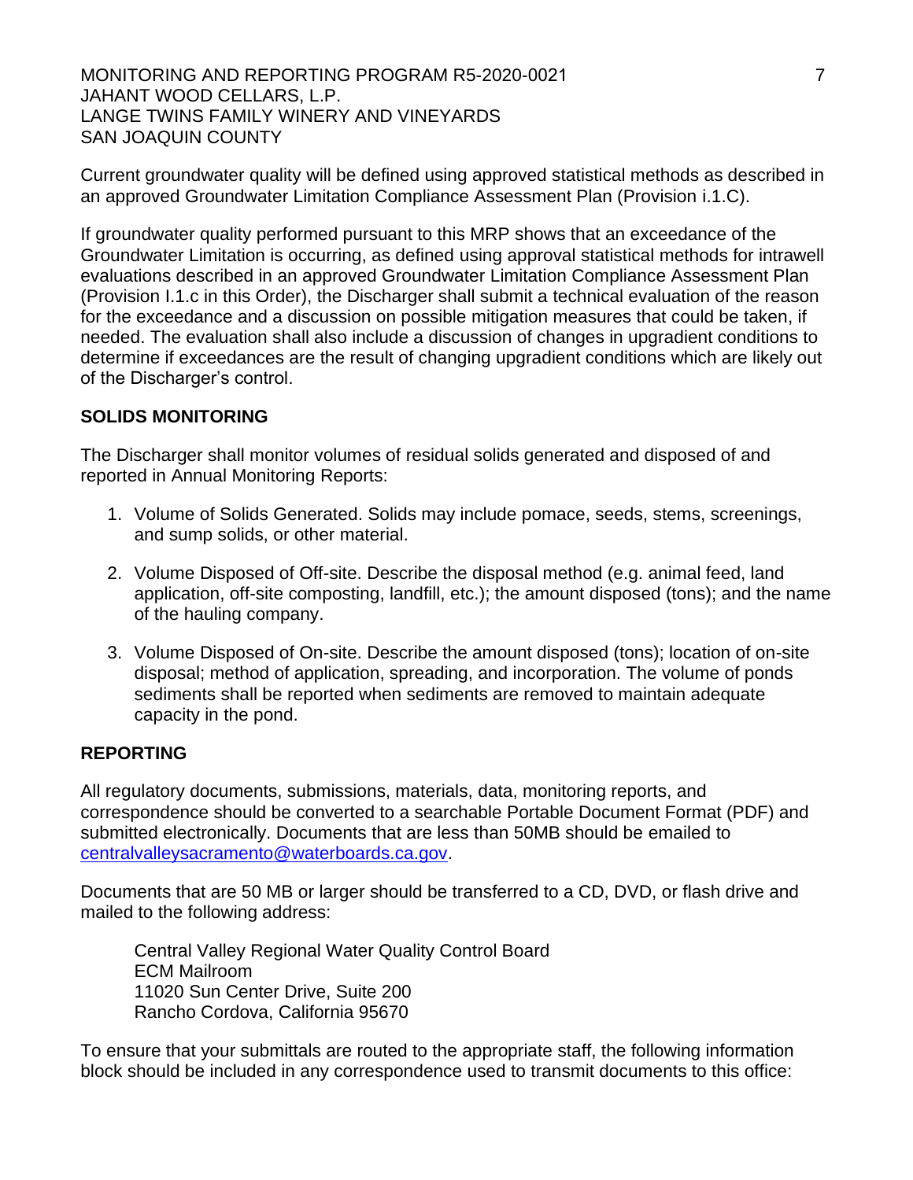Current groundwater quality will be defined using approved statistical methods as described in an approved Groundwater Limitation Compliance Assessment Plan (Provision i.1.C).

If groundwater quality performed pursuant to this MRP shows that an exceedance of the Groundwater Limitation is occurring, as defined using approval statistical methods for intrawell evaluations described in an approved Groundwater Limitation Compliance Assessment Plan (Provision I.1.c in this Order), the Discharger shall submit a technical evaluation of the reason for the exceedance and a discussion on possible mitigation measures that could be taken, if needed. The evaluation shall also include a discussion of changes in upgradient conditions to determine if exceedances are the result of changing upgradient conditions which are likely out of the Discharger's control.

## SOLIDS MONITORING

The Discharger shall monitor volumes of residual solids generated and disposed of and reported in Annual Monitoring Reports:

1. Volume of Solids Generated. Solids may include pomace, seeds, stems, screenings, and sump solids, or other material.

2. Volume Disposed of Off-site. Describe the disposal method (e.g. animal feed, land application, off-site composting, landfill, etc.); the amount disposed (tons); and the name of the hauling company.

3. Volume Disposed of On-site. Describe the amount disposed (tons); location of on-site disposal; method of application, spreading, and incorporation. The volume of ponds sediments shall be reported when sediments are removed to maintain adequate capacity in the pond.

## REPORTING

All regulatory documents, submissions, materials, data, monitoring reports, and correspondence should be converted to a searchable Portable Document Format (PDF) and submitted electronically. Documents that are less than 50MB should be emailed to centralvalleysacramento@waterboards.ca.gov.

Documents that are 50 MB or larger should be transferred to a CD, DVD, or flash drive and mailed to the following address:

> Central Valley Regional Water Quality Control Board
> ECM Mailroom
> 11020 Sun Center Drive, Suite 200
> Rancho Cordova, California 95670

To ensure that your submittals are routed to the appropriate staff, the following information block should be included in any correspondence used to transmit documents to this office: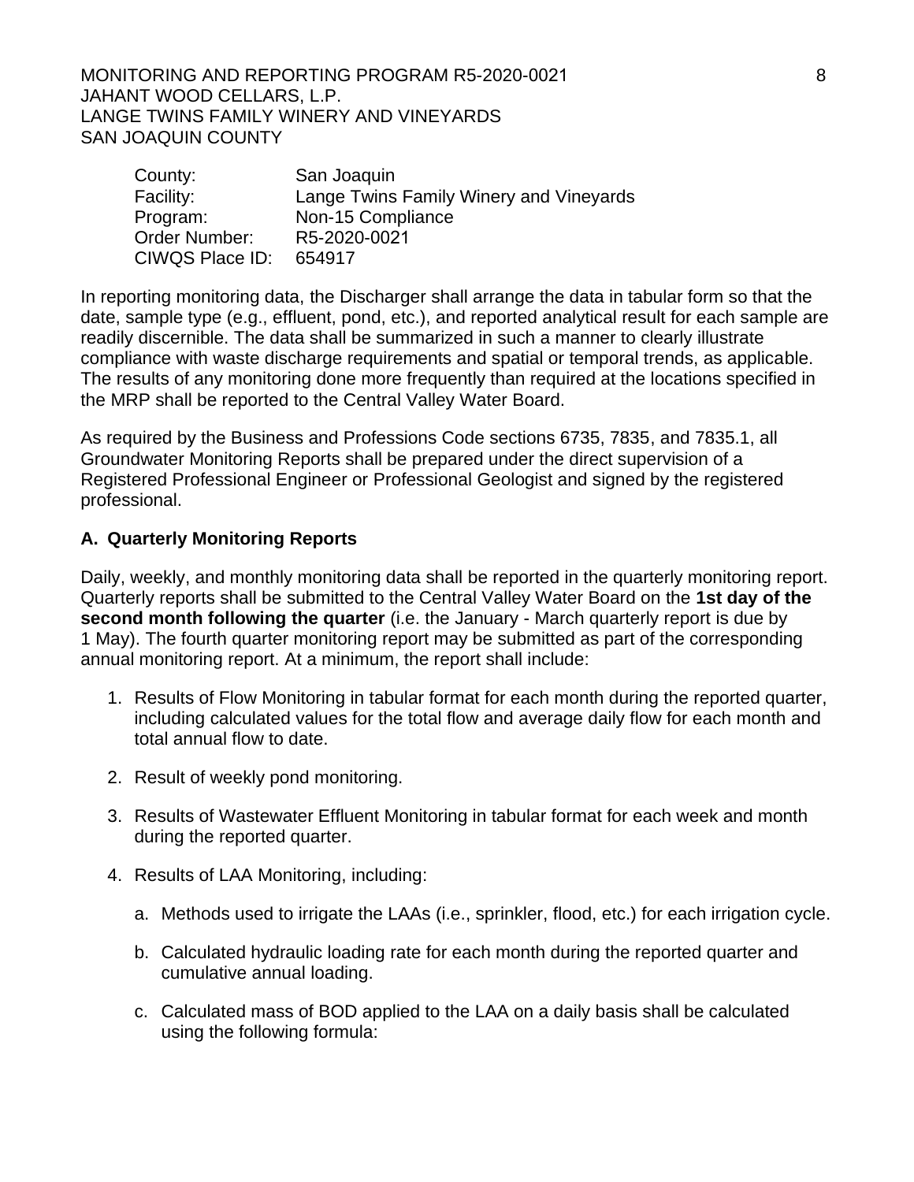| | |
|---|---|
| County: | San Joaquin |
| Facility: | Lange Twins Family Winery and Vineyards |
| Program: | Non-15 Compliance |
| Order Number: | R5-2020-0021 |
| CIWQS Place ID: | 654917 |

In reporting monitoring data, the Discharger shall arrange the data in tabular form so that the date, sample type (e.g., effluent, pond, etc.), and reported analytical result for each sample are readily discernible. The data shall be summarized in such a manner to clearly illustrate compliance with waste discharge requirements and spatial or temporal trends, as applicable. The results of any monitoring done more frequently than required at the locations specified in the MRP shall be reported to the Central Valley Water Board.

As required by the Business and Professions Code sections 6735, 7835, and 7835.1, all Groundwater Monitoring Reports shall be prepared under the direct supervision of a Registered Professional Engineer or Professional Geologist and signed by the registered professional.

### A. Quarterly Monitoring Reports

Daily, weekly, and monthly monitoring data shall be reported in the quarterly monitoring report. Quarterly reports shall be submitted to the Central Valley Water Board on the **1st day of the second month following the quarter** (i.e. the January - March quarterly report is due by 1 May). The fourth quarter monitoring report may be submitted as part of the corresponding annual monitoring report. At a minimum, the report shall include:

1. Results of Flow Monitoring in tabular format for each month during the reported quarter, including calculated values for the total flow and average daily flow for each month and total annual flow to date.

2. Result of weekly pond monitoring.

3. Results of Wastewater Effluent Monitoring in tabular format for each week and month during the reported quarter.

4. Results of LAA Monitoring, including:

   a. Methods used to irrigate the LAAs (i.e., sprinkler, flood, etc.) for each irrigation cycle.

   b. Calculated hydraulic loading rate for each month during the reported quarter and cumulative annual loading.

   c. Calculated mass of BOD applied to the LAA on a daily basis shall be calculated using the following formula: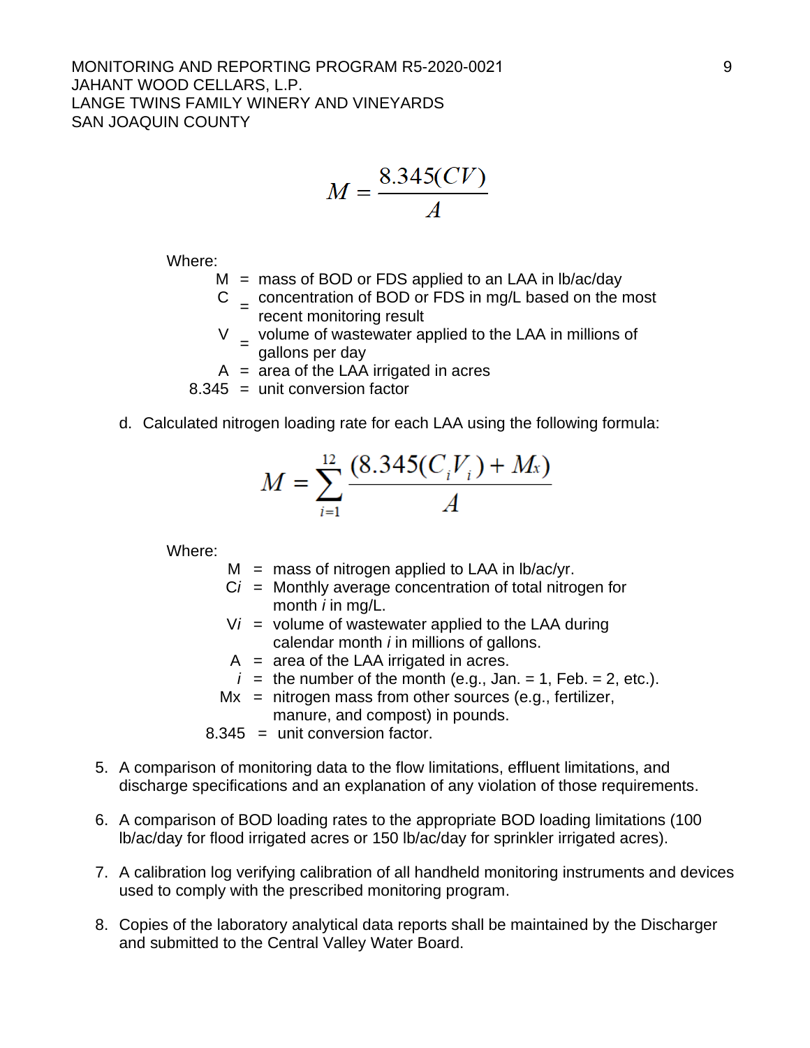$$M = \frac{8.345(CV)}{A}$$

Where:

- M = mass of BOD or FDS applied to an LAA in lb/ac/day
- C = concentration of BOD or FDS in mg/L based on the most recent monitoring result
- V = volume of wastewater applied to the LAA in millions of gallons per day
- A = area of the LAA irrigated in acres
- 8.345 = unit conversion factor

d. Calculated nitrogen loading rate for each LAA using the following formula:

$$M = \sum_{i=1}^{12} \frac{(8.345(C_i V_i) + M_x)}{A}$$

Where:

- M = mass of nitrogen applied to LAA in lb/ac/yr.
- $C_i$ = Monthly average concentration of total nitrogen for month *i* in mg/L.
- $V_i$ = volume of wastewater applied to the LAA during calendar month *i* in millions of gallons.
- A = area of the LAA irrigated in acres.
- *i* = the number of the month (e.g., Jan. = 1, Feb. = 2, etc.).
- $M_x$ = nitrogen mass from other sources (e.g., fertilizer, manure, and compost) in pounds.
- 8.345 = unit conversion factor.

5. A comparison of monitoring data to the flow limitations, effluent limitations, and discharge specifications and an explanation of any violation of those requirements.

6. A comparison of BOD loading rates to the appropriate BOD loading limitations (100 lb/ac/day for flood irrigated acres or 150 lb/ac/day for sprinkler irrigated acres).

7. A calibration log verifying calibration of all handheld monitoring instruments and devices used to comply with the prescribed monitoring program.

8. Copies of the laboratory analytical data reports shall be maintained by the Discharger and submitted to the Central Valley Water Board.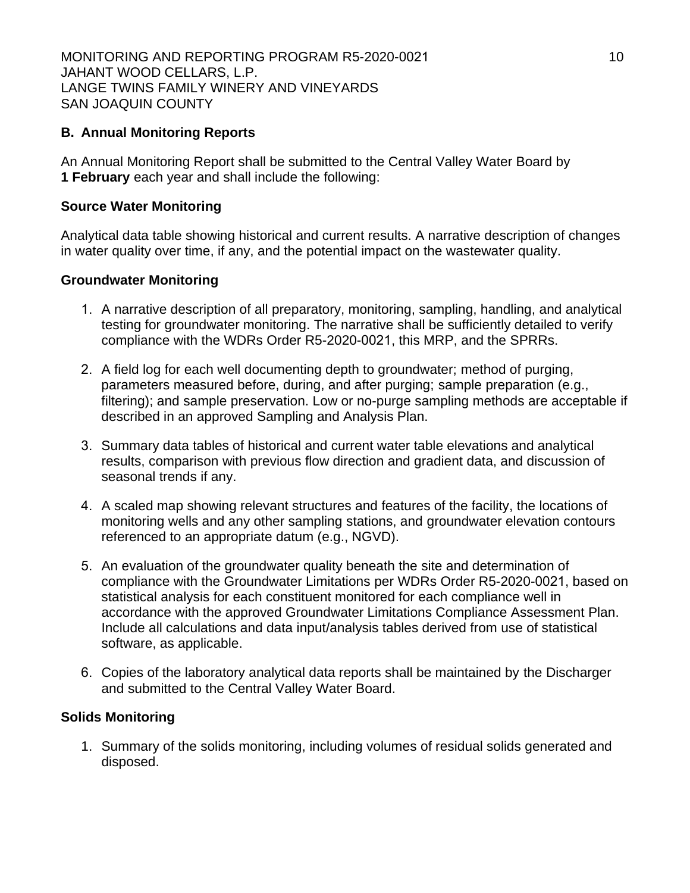## B. Annual Monitoring Reports

An Annual Monitoring Report shall be submitted to the Central Valley Water Board by **1 February** each year and shall include the following:

### Source Water Monitoring

Analytical data table showing historical and current results. A narrative description of changes in water quality over time, if any, and the potential impact on the wastewater quality.

### Groundwater Monitoring

1. A narrative description of all preparatory, monitoring, sampling, handling, and analytical testing for groundwater monitoring. The narrative shall be sufficiently detailed to verify compliance with the WDRs Order R5-2020-0021, this MRP, and the SPRRs.

2. A field log for each well documenting depth to groundwater; method of purging, parameters measured before, during, and after purging; sample preparation (e.g., filtering); and sample preservation. Low or no-purge sampling methods are acceptable if described in an approved Sampling and Analysis Plan.

3. Summary data tables of historical and current water table elevations and analytical results, comparison with previous flow direction and gradient data, and discussion of seasonal trends if any.

4. A scaled map showing relevant structures and features of the facility, the locations of monitoring wells and any other sampling stations, and groundwater elevation contours referenced to an appropriate datum (e.g., NGVD).

5. An evaluation of the groundwater quality beneath the site and determination of compliance with the Groundwater Limitations per WDRs Order R5-2020-0021, based on statistical analysis for each constituent monitored for each compliance well in accordance with the approved Groundwater Limitations Compliance Assessment Plan. Include all calculations and data input/analysis tables derived from use of statistical software, as applicable.

6. Copies of the laboratory analytical data reports shall be maintained by the Discharger and submitted to the Central Valley Water Board.

### Solids Monitoring

1. Summary of the solids monitoring, including volumes of residual solids generated and disposed.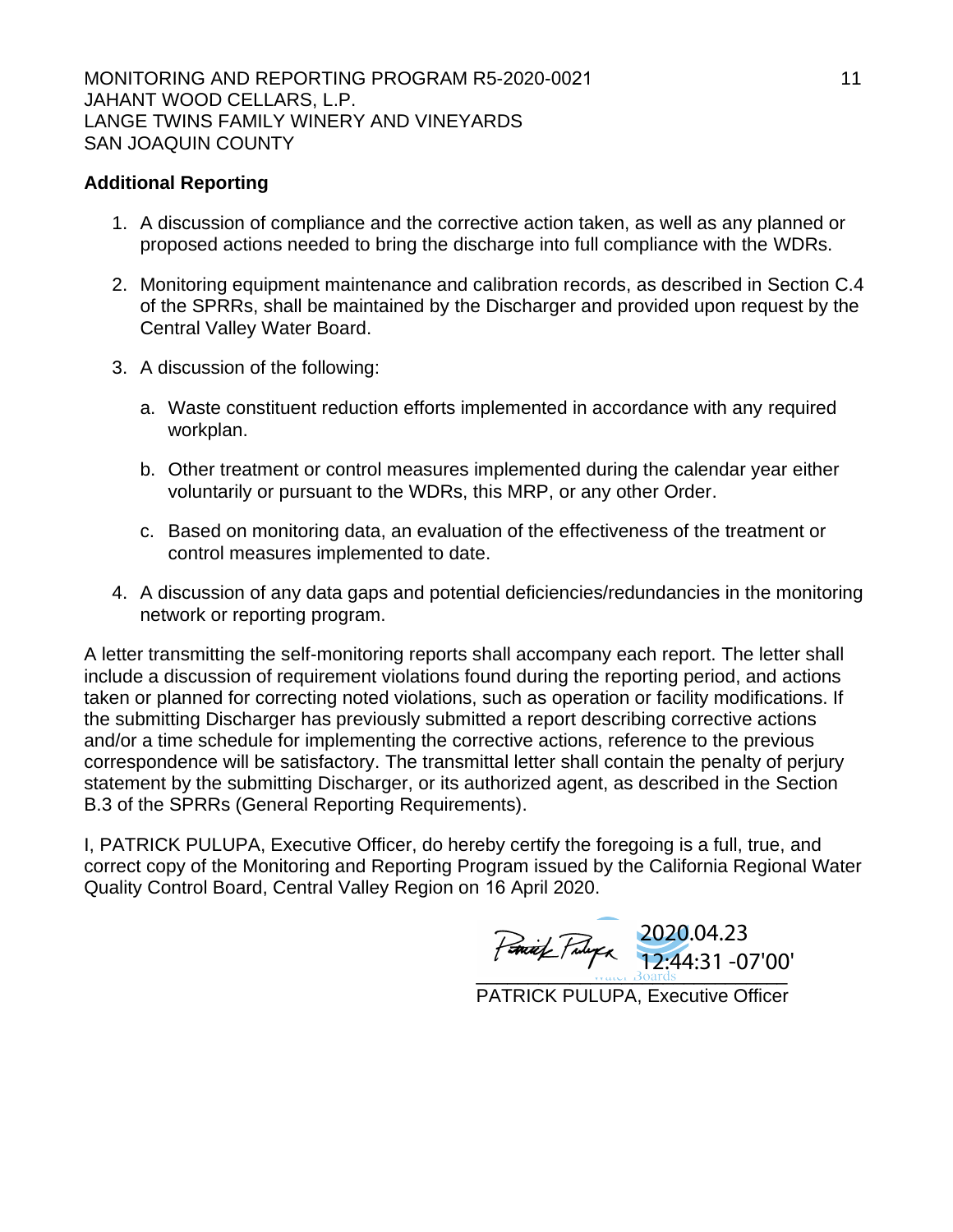## Additional Reporting

1. A discussion of compliance and the corrective action taken, as well as any planned or proposed actions needed to bring the discharge into full compliance with the WDRs.

2. Monitoring equipment maintenance and calibration records, as described in Section C.4 of the SPRRs, shall be maintained by the Discharger and provided upon request by the Central Valley Water Board.

3. A discussion of the following:

   a. Waste constituent reduction efforts implemented in accordance with any required workplan.

   b. Other treatment or control measures implemented during the calendar year either voluntarily or pursuant to the WDRs, this MRP, or any other Order.

   c. Based on monitoring data, an evaluation of the effectiveness of the treatment or control measures implemented to date.

4. A discussion of any data gaps and potential deficiencies/redundancies in the monitoring network or reporting program.

A letter transmitting the self-monitoring reports shall accompany each report. The letter shall include a discussion of requirement violations found during the reporting period, and actions taken or planned for correcting noted violations, such as operation or facility modifications. If the submitting Discharger has previously submitted a report describing corrective actions and/or a time schedule for implementing the corrective actions, reference to the previous correspondence will be satisfactory. The transmittal letter shall contain the penalty of perjury statement by the submitting Discharger, or its authorized agent, as described in the Section B.3 of the SPRRs (General Reporting Requirements).

I, PATRICK PULUPA, Executive Officer, do hereby certify the foregoing is a full, true, and correct copy of the Monitoring and Reporting Program issued by the California Regional Water Quality Control Board, Central Valley Region on 16 April 2020.

2020.04.23 12:44:31 -07'00'

PATRICK PULUPA, Executive Officer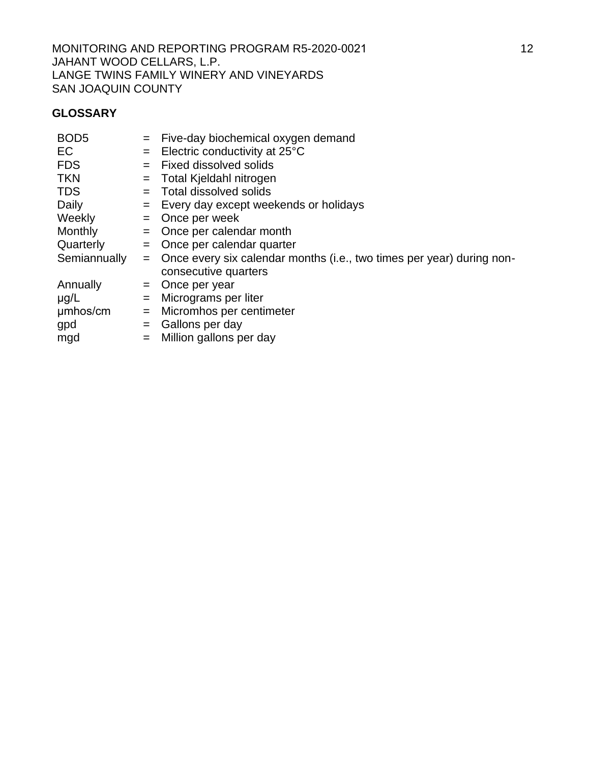## GLOSSARY

| | | |
|---|---|---|
| BOD5 | = | Five-day biochemical oxygen demand |
| EC | = | Electric conductivity at 25°C |
| FDS | = | Fixed dissolved solids |
| TKN | = | Total Kjeldahl nitrogen |
| TDS | = | Total dissolved solids |
| Daily | = | Every day except weekends or holidays |
| Weekly | = | Once per week |
| Monthly | = | Once per calendar month |
| Quarterly | = | Once per calendar quarter |
| Semiannually | = | Once every six calendar months (i.e., two times per year) during non-consecutive quarters |
| Annually | = | Once per year |
| µg/L | = | Micrograms per liter |
| µmhos/cm | = | Micromhos per centimeter |
| gpd | = | Gallons per day |
| mgd | = | Million gallons per day |